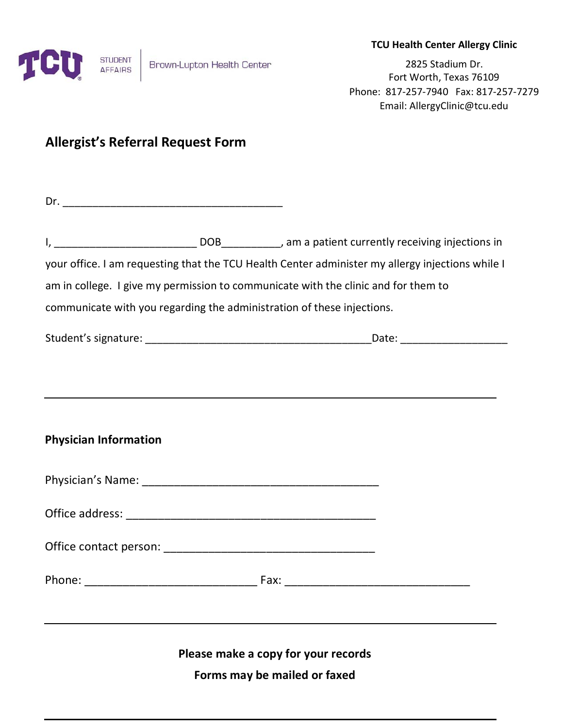TCU STUDENT AFFAIRS | Brown-Lupton Health Center

**TCU Health Center Allergy Clinic**

2825 Stadium Dr.
Fort Worth, Texas 76109
Phone: 817-257-7940 Fax: 817-257-7279
Email: AllergyClinic@tcu.edu

## Allergist's Referral Request Form

Dr. ____________________________________

I, _______________________ DOB__________, am a patient currently receiving injections in your office. I am requesting that the TCU Health Center administer my allergy injections while I am in college. I give my permission to communicate with the clinic and for them to communicate with you regarding the administration of these injections.

Student's signature: _____________________________________Date: _________________

---

### Physician Information

Physician's Name: ______________________________________

Office address: ________________________________________

Office contact person: __________________________________

Phone: ___________________________ Fax: _____________________________

---

**Please make a copy for your records**

**Forms may be mailed or faxed**

---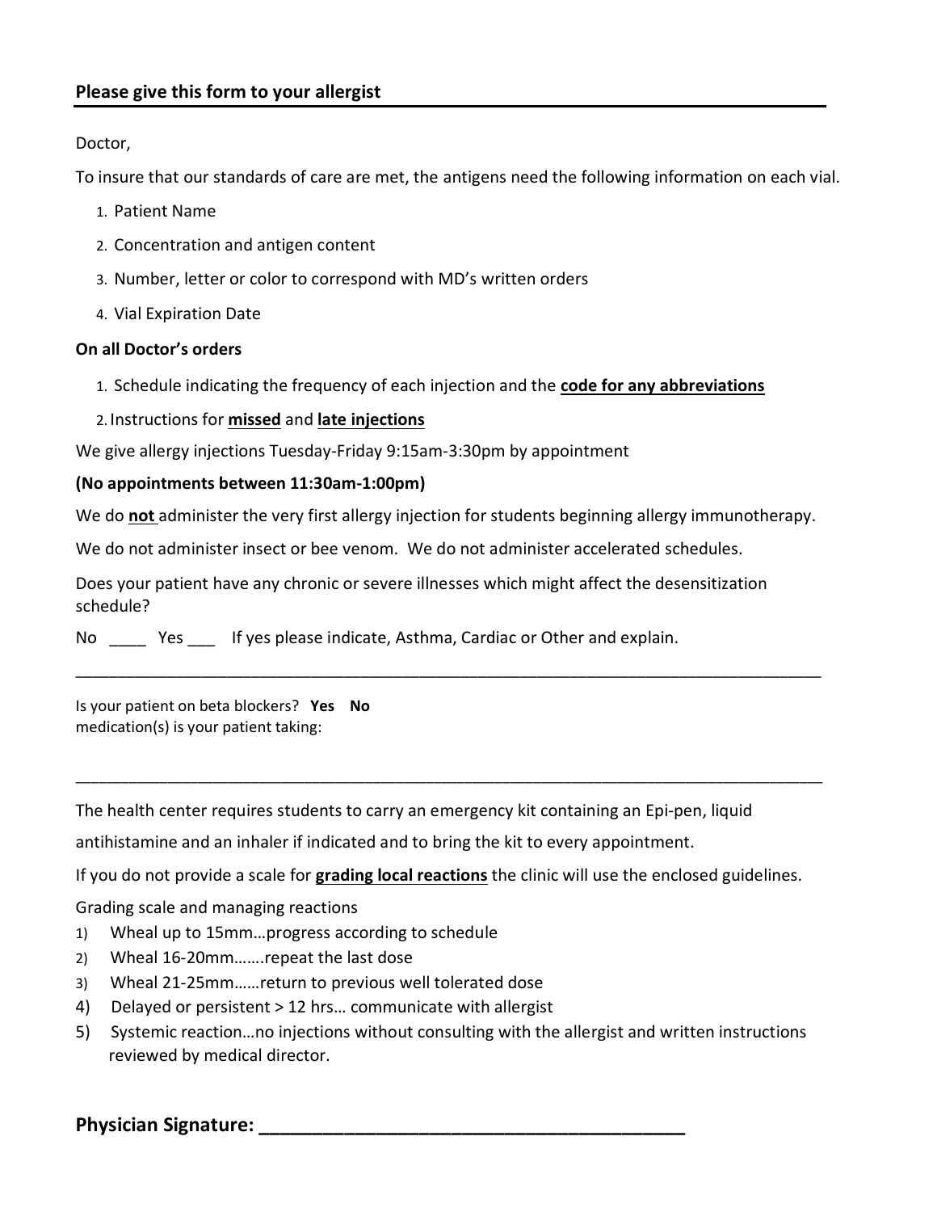## Please give this form to your allergist

Doctor,

To insure that our standards of care are met, the antigens need the following information on each vial.

1. Patient Name
2. Concentration and antigen content
3. Number, letter or color to correspond with MD's written orders
4. Vial Expiration Date

**On all Doctor's orders**

1. Schedule indicating the frequency of each injection and the **code for any abbreviations**
2. Instructions for **missed** and **late injections**

We give allergy injections Tuesday-Friday 9:15am-3:30pm by appointment

**(No appointments between 11:30am-1:00pm)**

We do **not** administer the very first allergy injection for students beginning allergy immunotherapy.

We do not administer insect or bee venom. We do not administer accelerated schedules.

Does your patient have any chronic or severe illnesses which might affect the desensitization schedule?

No ____ Yes ___ If yes please indicate, Asthma, Cardiac or Other and explain.

_____________________________________________________________________________________

Is your patient on beta blockers? **Yes** **No**
medication(s) is your patient taking:

_____________________________________________________________________________________

The health center requires students to carry an emergency kit containing an Epi-pen, liquid antihistamine and an inhaler if indicated and to bring the kit to every appointment.

If you do not provide a scale for **grading local reactions** the clinic will use the enclosed guidelines.

Grading scale and managing reactions

1) Wheal up to 15mm…progress according to schedule
2) Wheal 16-20mm…….repeat the last dose
3) Wheal 21-25mm……return to previous well tolerated dose
4) Delayed or persistent > 12 hrs… communicate with allergist
5) Systemic reaction…no injections without consulting with the allergist and written instructions reviewed by medical director.

**Physician Signature: ________________________________________**